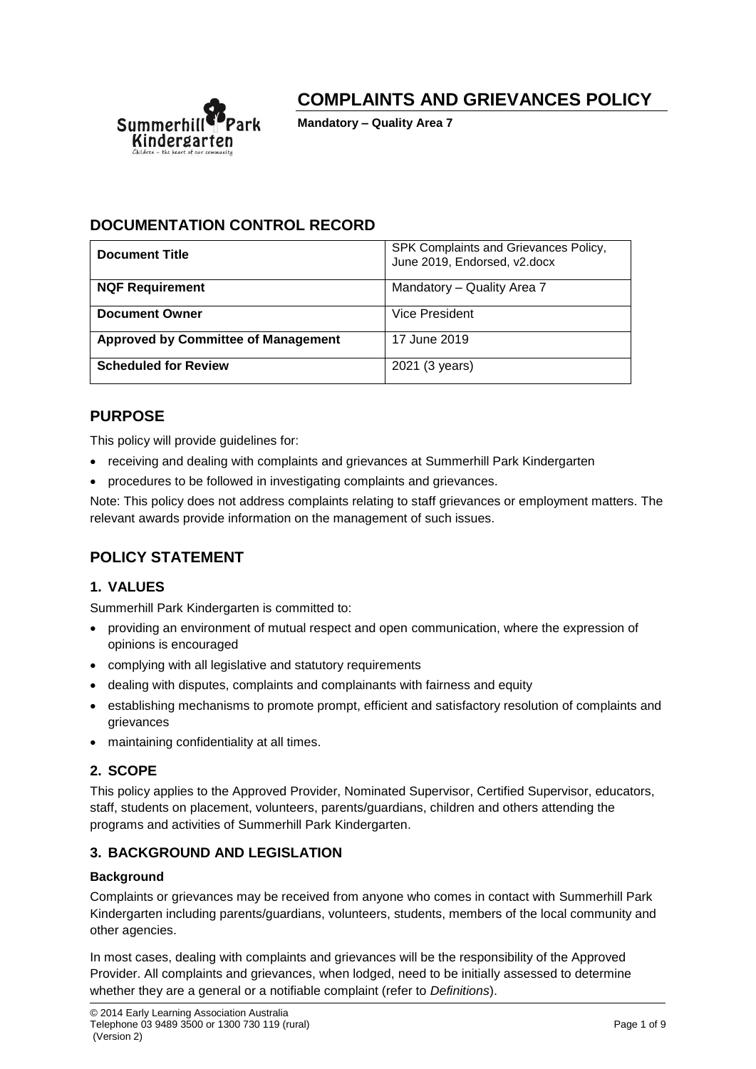# COMPLAINTS AND GRIEVANCES POLICY

**Mandatory – Quality Area 7**

## DOCUMENTATION CONTROL RECORD

| **Document Title** | SPK Complaints and Grievances Policy, June 2019, Endorsed, v2.docx |
|---|---|
| **NQF Requirement** | Mandatory – Quality Area 7 |
| **Document Owner** | Vice President |
| **Approved by Committee of Management** | 17 June 2019 |
| **Scheduled for Review** | 2021 (3 years) |

## PURPOSE

This policy will provide guidelines for:

- receiving and dealing with complaints and grievances at Summerhill Park Kindergarten
- procedures to be followed in investigating complaints and grievances.

Note: This policy does not address complaints relating to staff grievances or employment matters. The relevant awards provide information on the management of such issues.

## POLICY STATEMENT

### 1. VALUES

Summerhill Park Kindergarten is committed to:

- providing an environment of mutual respect and open communication, where the expression of opinions is encouraged
- complying with all legislative and statutory requirements
- dealing with disputes, complaints and complainants with fairness and equity
- establishing mechanisms to promote prompt, efficient and satisfactory resolution of complaints and grievances
- maintaining confidentiality at all times.

### 2. SCOPE

This policy applies to the Approved Provider, Nominated Supervisor, Certified Supervisor, educators, staff, students on placement, volunteers, parents/guardians, children and others attending the programs and activities of Summerhill Park Kindergarten.

### 3. BACKGROUND AND LEGISLATION

**Background**

Complaints or grievances may be received from anyone who comes in contact with Summerhill Park Kindergarten including parents/guardians, volunteers, students, members of the local community and other agencies.

In most cases, dealing with complaints and grievances will be the responsibility of the Approved Provider. All complaints and grievances, when lodged, need to be initially assessed to determine whether they are a general or a notifiable complaint (refer to *Definitions*).

© 2014 Early Learning Association Australia
Telephone 03 9489 3500 or 1300 730 119 (rural)
(Version 2)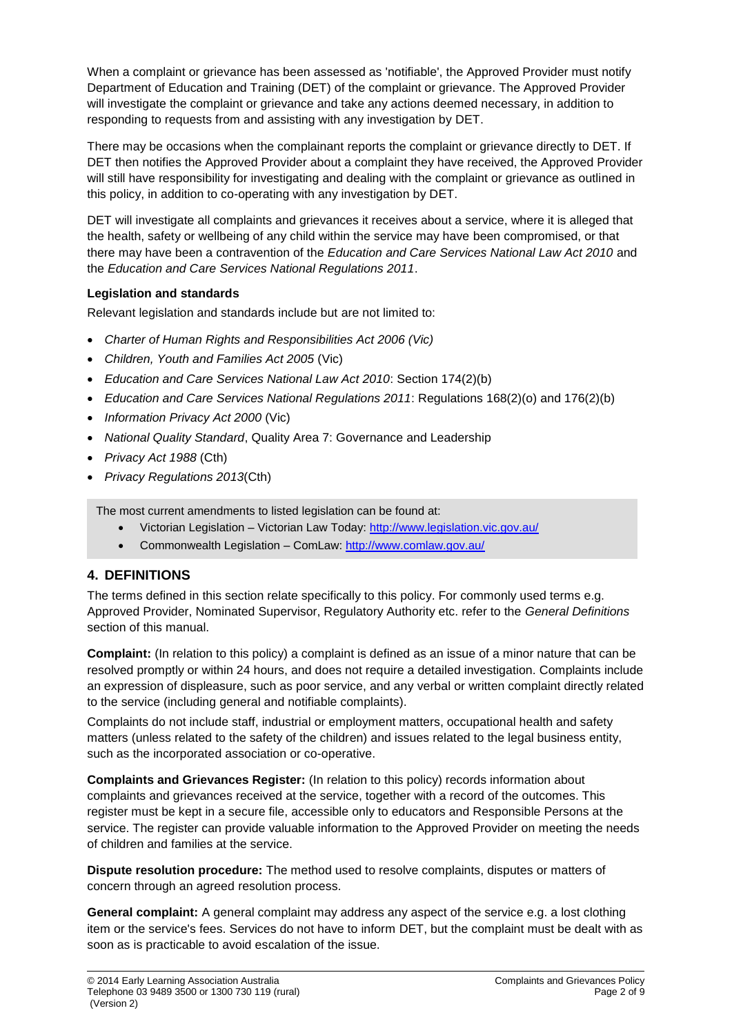When a complaint or grievance has been assessed as 'notifiable', the Approved Provider must notify Department of Education and Training (DET) of the complaint or grievance. The Approved Provider will investigate the complaint or grievance and take any actions deemed necessary, in addition to responding to requests from and assisting with any investigation by DET.

There may be occasions when the complainant reports the complaint or grievance directly to DET. If DET then notifies the Approved Provider about a complaint they have received, the Approved Provider will still have responsibility for investigating and dealing with the complaint or grievance as outlined in this policy, in addition to co-operating with any investigation by DET.

DET will investigate all complaints and grievances it receives about a service, where it is alleged that the health, safety or wellbeing of any child within the service may have been compromised, or that there may have been a contravention of the *Education and Care Services National Law Act 2010* and the *Education and Care Services National Regulations 2011*.

**Legislation and standards**

Relevant legislation and standards include but are not limited to:

- *Charter of Human Rights and Responsibilities Act 2006 (Vic)*
- *Children, Youth and Families Act 2005* (Vic)
- *Education and Care Services National Law Act 2010*: Section 174(2)(b)
- *Education and Care Services National Regulations 2011*: Regulations 168(2)(o) and 176(2)(b)
- *Information Privacy Act 2000* (Vic)
- *National Quality Standard*, Quality Area 7: Governance and Leadership
- *Privacy Act 1988* (Cth)
- *Privacy Regulations 2013*(Cth)

The most current amendments to listed legislation can be found at:

- Victorian Legislation – Victorian Law Today: http://www.legislation.vic.gov.au/
- Commonwealth Legislation – ComLaw: http://www.comlaw.gov.au/

## 4. DEFINITIONS

The terms defined in this section relate specifically to this policy. For commonly used terms e.g. Approved Provider, Nominated Supervisor, Regulatory Authority etc. refer to the *General Definitions* section of this manual.

**Complaint:** (In relation to this policy) a complaint is defined as an issue of a minor nature that can be resolved promptly or within 24 hours, and does not require a detailed investigation. Complaints include an expression of displeasure, such as poor service, and any verbal or written complaint directly related to the service (including general and notifiable complaints).

Complaints do not include staff, industrial or employment matters, occupational health and safety matters (unless related to the safety of the children) and issues related to the legal business entity, such as the incorporated association or co-operative.

**Complaints and Grievances Register:** (In relation to this policy) records information about complaints and grievances received at the service, together with a record of the outcomes. This register must be kept in a secure file, accessible only to educators and Responsible Persons at the service. The register can provide valuable information to the Approved Provider on meeting the needs of children and families at the service.

**Dispute resolution procedure:** The method used to resolve complaints, disputes or matters of concern through an agreed resolution process.

**General complaint:** A general complaint may address any aspect of the service e.g. a lost clothing item or the service's fees. Services do not have to inform DET, but the complaint must be dealt with as soon as is practicable to avoid escalation of the issue.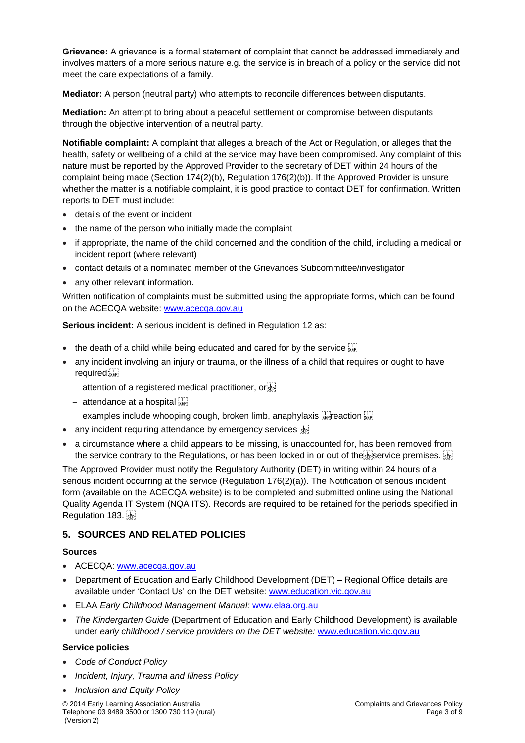**Grievance:** A grievance is a formal statement of complaint that cannot be addressed immediately and involves matters of a more serious nature e.g. the service is in breach of a policy or the service did not meet the care expectations of a family.

**Mediator:** A person (neutral party) who attempts to reconcile differences between disputants.

**Mediation:** An attempt to bring about a peaceful settlement or compromise between disputants through the objective intervention of a neutral party.

**Notifiable complaint:** A complaint that alleges a breach of the Act or Regulation, or alleges that the health, safety or wellbeing of a child at the service may have been compromised. Any complaint of this nature must be reported by the Approved Provider to the secretary of DET within 24 hours of the complaint being made (Section 174(2)(b), Regulation 176(2)(b)). If the Approved Provider is unsure whether the matter is a notifiable complaint, it is good practice to contact DET for confirmation. Written reports to DET must include:

- details of the event or incident
- the name of the person who initially made the complaint
- if appropriate, the name of the child concerned and the condition of the child, including a medical or incident report (where relevant)
- contact details of a nominated member of the Grievances Subcommittee/investigator
- any other relevant information.

Written notification of complaints must be submitted using the appropriate forms, which can be found on the ACECQA website: www.acecqa.gov.au

**Serious incident:** A serious incident is defined in Regulation 12 as:

- the death of a child while being educated and cared for by the service
- any incident involving an injury or trauma, or the illness of a child that requires or ought to have required:
  - attention of a registered medical practitioner, or
  - attendance at a hospital

  examples include whooping cough, broken limb, anaphylaxis reaction
- any incident requiring attendance by emergency services
- a circumstance where a child appears to be missing, is unaccounted for, has been removed from the service contrary to the Regulations, or has been locked in or out of the service premises.

The Approved Provider must notify the Regulatory Authority (DET) in writing within 24 hours of a serious incident occurring at the service (Regulation 176(2)(a)). The Notification of serious incident form (available on the ACECQA website) is to be completed and submitted online using the National Quality Agenda IT System (NQA ITS). Records are required to be retained for the periods specified in Regulation 183.

## 5. SOURCES AND RELATED POLICIES

### Sources

- ACECQA: www.acecqa.gov.au
- Department of Education and Early Childhood Development (DET) – Regional Office details are available under 'Contact Us' on the DET website: www.education.vic.gov.au
- ELAA *Early Childhood Management Manual:* www.elaa.org.au
- *The Kindergarten Guide* (Department of Education and Early Childhood Development) is available under *early childhood / service providers on the DET website:* www.education.vic.gov.au

### Service policies

- *Code of Conduct Policy*
- *Incident, Injury, Trauma and Illness Policy*
- *Inclusion and Equity Policy*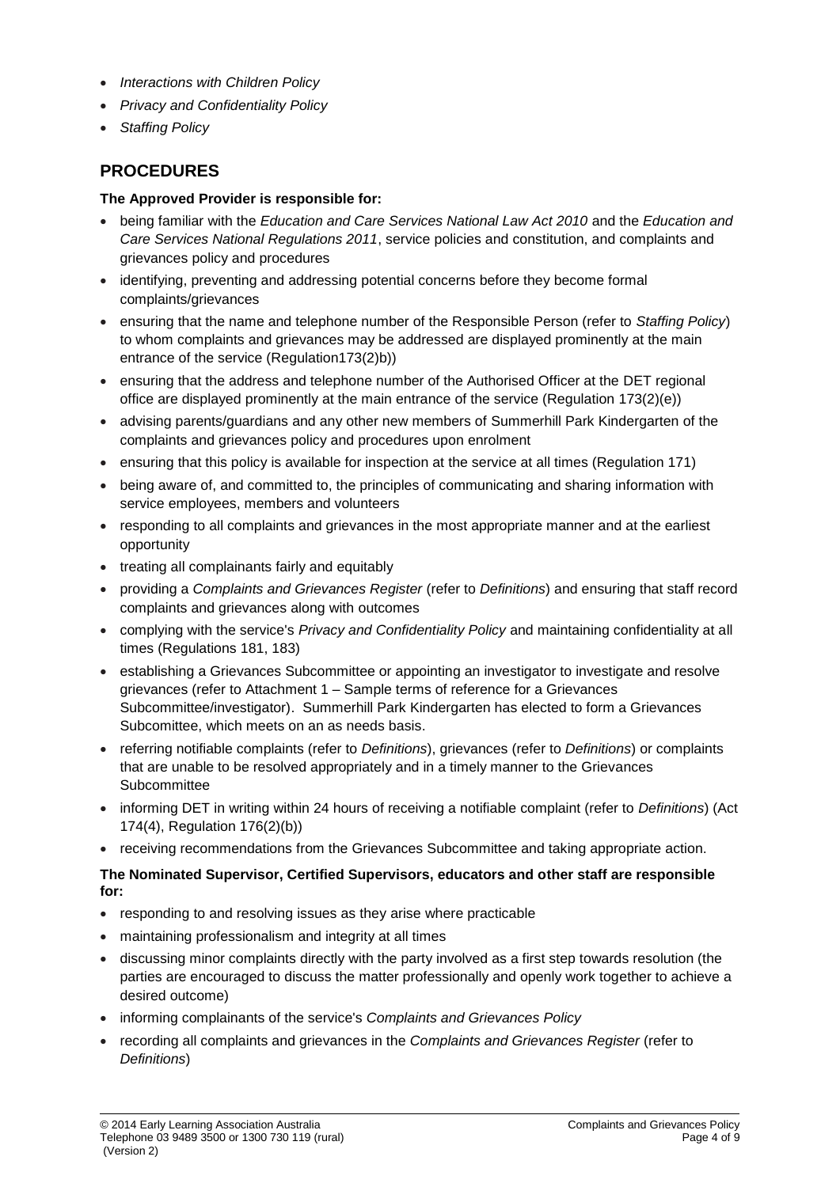- *Interactions with Children Policy*
- *Privacy and Confidentiality Policy*
- *Staffing Policy*

## PROCEDURES

**The Approved Provider is responsible for:**

- being familiar with the *Education and Care Services National Law Act 2010* and the *Education and Care Services National Regulations 2011*, service policies and constitution, and complaints and grievances policy and procedures
- identifying, preventing and addressing potential concerns before they become formal complaints/grievances
- ensuring that the name and telephone number of the Responsible Person (refer to *Staffing Policy*) to whom complaints and grievances may be addressed are displayed prominently at the main entrance of the service (Regulation173(2)b))
- ensuring that the address and telephone number of the Authorised Officer at the DET regional office are displayed prominently at the main entrance of the service (Regulation 173(2)(e))
- advising parents/guardians and any other new members of Summerhill Park Kindergarten of the complaints and grievances policy and procedures upon enrolment
- ensuring that this policy is available for inspection at the service at all times (Regulation 171)
- being aware of, and committed to, the principles of communicating and sharing information with service employees, members and volunteers
- responding to all complaints and grievances in the most appropriate manner and at the earliest opportunity
- treating all complainants fairly and equitably
- providing a *Complaints and Grievances Register* (refer to *Definitions*) and ensuring that staff record complaints and grievances along with outcomes
- complying with the service's *Privacy and Confidentiality Policy* and maintaining confidentiality at all times (Regulations 181, 183)
- establishing a Grievances Subcommittee or appointing an investigator to investigate and resolve grievances (refer to Attachment 1 – Sample terms of reference for a Grievances Subcommittee/investigator). Summerhill Park Kindergarten has elected to form a Grievances Subcomittee, which meets on an as needs basis.
- referring notifiable complaints (refer to *Definitions*), grievances (refer to *Definitions*) or complaints that are unable to be resolved appropriately and in a timely manner to the Grievances Subcommittee
- informing DET in writing within 24 hours of receiving a notifiable complaint (refer to *Definitions*) (Act 174(4), Regulation 176(2)(b))
- receiving recommendations from the Grievances Subcommittee and taking appropriate action.

**The Nominated Supervisor, Certified Supervisors, educators and other staff are responsible for:**

- responding to and resolving issues as they arise where practicable
- maintaining professionalism and integrity at all times
- discussing minor complaints directly with the party involved as a first step towards resolution (the parties are encouraged to discuss the matter professionally and openly work together to achieve a desired outcome)
- informing complainants of the service's *Complaints and Grievances Policy*
- recording all complaints and grievances in the *Complaints and Grievances Register* (refer to *Definitions*)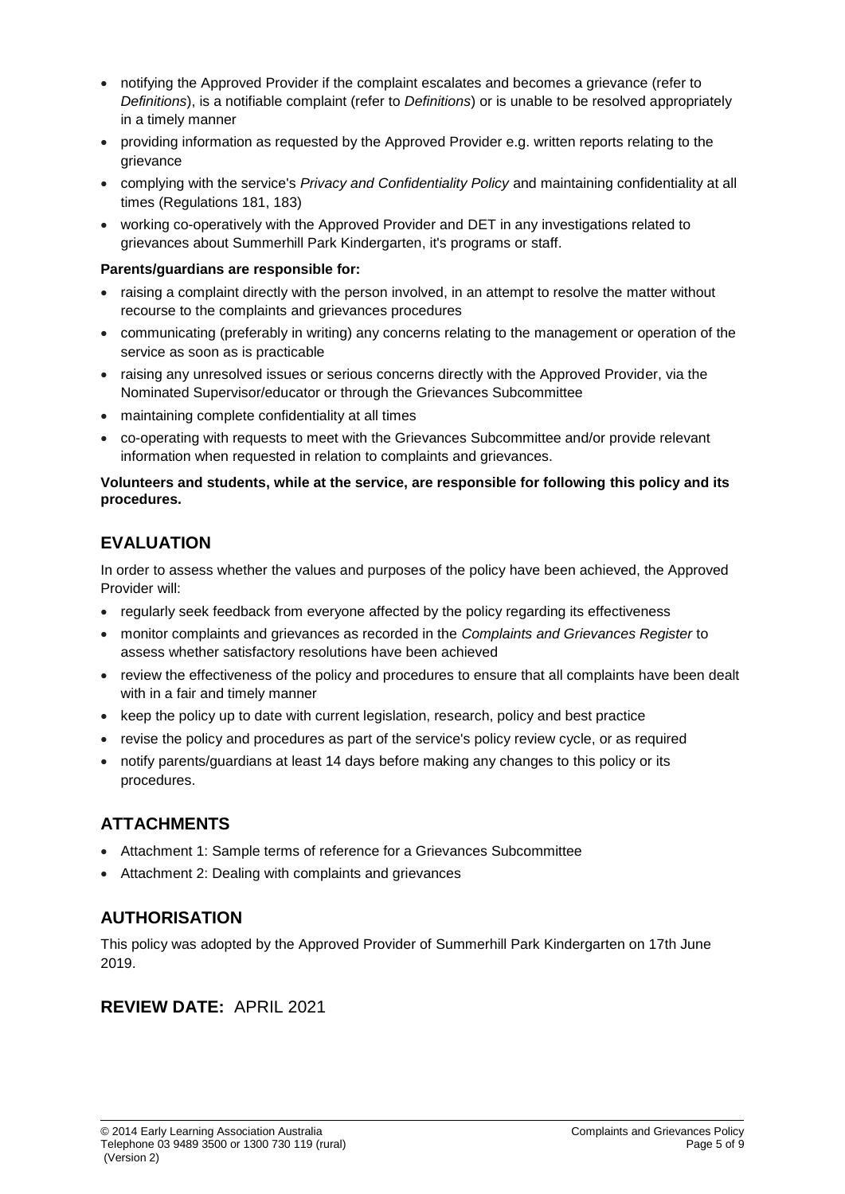- notifying the Approved Provider if the complaint escalates and becomes a grievance (refer to *Definitions*), is a notifiable complaint (refer to *Definitions*) or is unable to be resolved appropriately in a timely manner
- providing information as requested by the Approved Provider e.g. written reports relating to the grievance
- complying with the service's *Privacy and Confidentiality Policy* and maintaining confidentiality at all times (Regulations 181, 183)
- working co-operatively with the Approved Provider and DET in any investigations related to grievances about Summerhill Park Kindergarten, it's programs or staff.

**Parents/guardians are responsible for:**

- raising a complaint directly with the person involved, in an attempt to resolve the matter without recourse to the complaints and grievances procedures
- communicating (preferably in writing) any concerns relating to the management or operation of the service as soon as is practicable
- raising any unresolved issues or serious concerns directly with the Approved Provider, via the Nominated Supervisor/educator or through the Grievances Subcommittee
- maintaining complete confidentiality at all times
- co-operating with requests to meet with the Grievances Subcommittee and/or provide relevant information when requested in relation to complaints and grievances.

**Volunteers and students, while at the service, are responsible for following this policy and its procedures.**

## EVALUATION

In order to assess whether the values and purposes of the policy have been achieved, the Approved Provider will:

- regularly seek feedback from everyone affected by the policy regarding its effectiveness
- monitor complaints and grievances as recorded in the *Complaints and Grievances Register* to assess whether satisfactory resolutions have been achieved
- review the effectiveness of the policy and procedures to ensure that all complaints have been dealt with in a fair and timely manner
- keep the policy up to date with current legislation, research, policy and best practice
- revise the policy and procedures as part of the service's policy review cycle, or as required
- notify parents/guardians at least 14 days before making any changes to this policy or its procedures.

## ATTACHMENTS

- Attachment 1: Sample terms of reference for a Grievances Subcommittee
- Attachment 2: Dealing with complaints and grievances

## AUTHORISATION

This policy was adopted by the Approved Provider of Summerhill Park Kindergarten on 17th June 2019.

## REVIEW DATE: APRIL 2021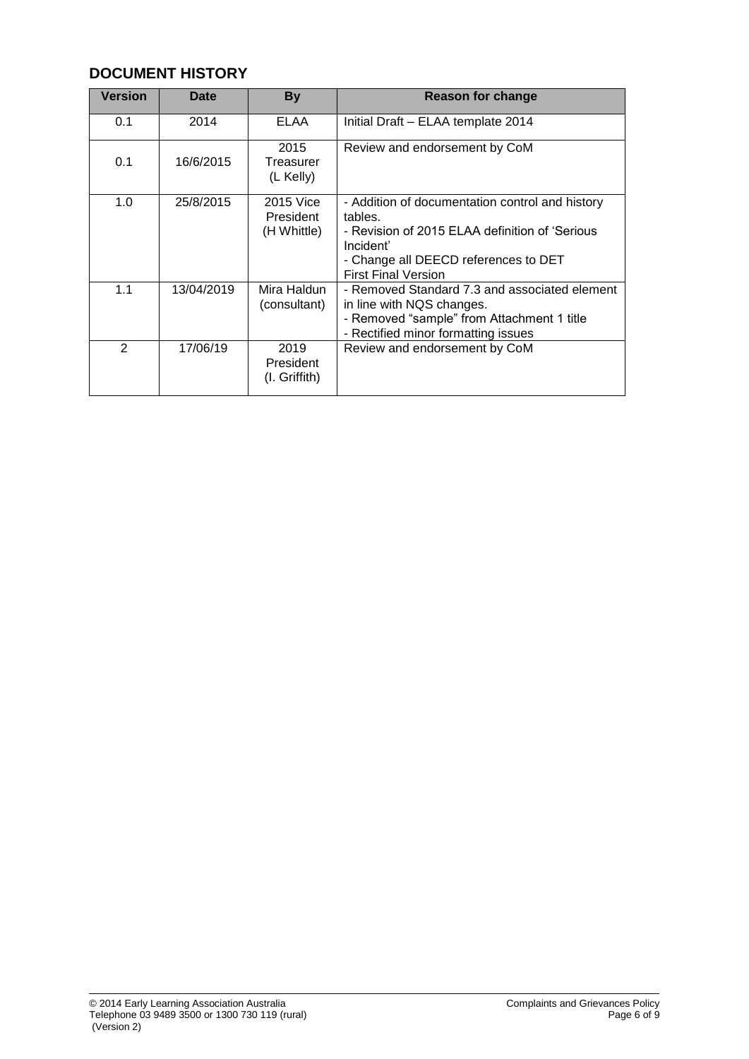## DOCUMENT HISTORY

| Version | Date | By | Reason for change |
| --- | --- | --- | --- |
| 0.1 | 2014 | ELAA | Initial Draft – ELAA template 2014 |
| 0.1 | 16/6/2015 | 2015 Treasurer (L Kelly) | Review and endorsement by CoM |
| 1.0 | 25/8/2015 | 2015 Vice President (H Whittle) | - Addition of documentation control and history tables.<br>- Revision of 2015 ELAA definition of 'Serious Incident'<br>- Change all DEECD references to DET<br>First Final Version |
| 1.1 | 13/04/2019 | Mira Haldun (consultant) | - Removed Standard 7.3 and associated element in line with NQS changes.<br>- Removed "sample" from Attachment 1 title<br>- Rectified minor formatting issues |
| 2 | 17/06/19 | 2019 President (I. Griffith) | Review and endorsement by CoM |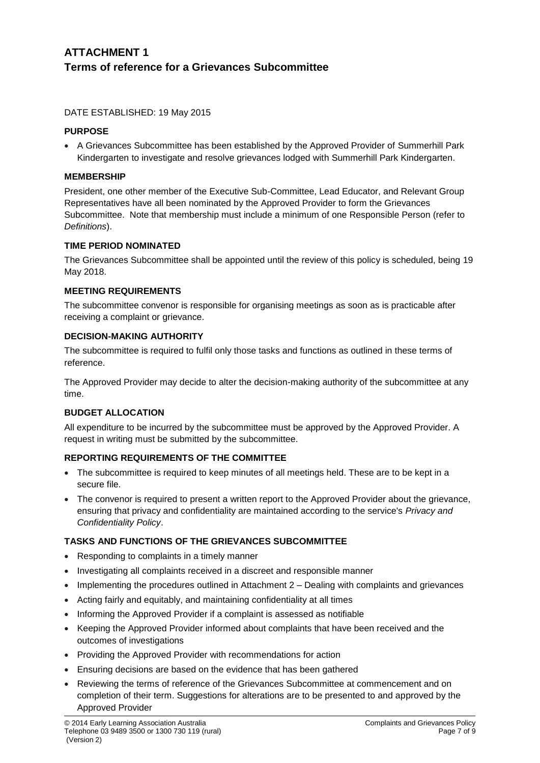# ATTACHMENT 1
## Terms of reference for a Grievances Subcommittee

DATE ESTABLISHED: 19 May 2015

**PURPOSE**

- A Grievances Subcommittee has been established by the Approved Provider of Summerhill Park Kindergarten to investigate and resolve grievances lodged with Summerhill Park Kindergarten.

**MEMBERSHIP**

President, one other member of the Executive Sub-Committee, Lead Educator, and Relevant Group Representatives have all been nominated by the Approved Provider to form the Grievances Subcommittee. Note that membership must include a minimum of one Responsible Person (refer to *Definitions*).

**TIME PERIOD NOMINATED**

The Grievances Subcommittee shall be appointed until the review of this policy is scheduled, being 19 May 2018.

**MEETING REQUIREMENTS**

The subcommittee convenor is responsible for organising meetings as soon as is practicable after receiving a complaint or grievance.

**DECISION-MAKING AUTHORITY**

The subcommittee is required to fulfil only those tasks and functions as outlined in these terms of reference.

The Approved Provider may decide to alter the decision-making authority of the subcommittee at any time.

**BUDGET ALLOCATION**

All expenditure to be incurred by the subcommittee must be approved by the Approved Provider. A request in writing must be submitted by the subcommittee.

**REPORTING REQUIREMENTS OF THE COMMITTEE**

- The subcommittee is required to keep minutes of all meetings held. These are to be kept in a secure file.
- The convenor is required to present a written report to the Approved Provider about the grievance, ensuring that privacy and confidentiality are maintained according to the service's *Privacy and Confidentiality Policy*.

**TASKS AND FUNCTIONS OF THE GRIEVANCES SUBCOMMITTEE**

- Responding to complaints in a timely manner
- Investigating all complaints received in a discreet and responsible manner
- Implementing the procedures outlined in Attachment 2 – Dealing with complaints and grievances
- Acting fairly and equitably, and maintaining confidentiality at all times
- Informing the Approved Provider if a complaint is assessed as notifiable
- Keeping the Approved Provider informed about complaints that have been received and the outcomes of investigations
- Providing the Approved Provider with recommendations for action
- Ensuring decisions are based on the evidence that has been gathered
- Reviewing the terms of reference of the Grievances Subcommittee at commencement and on completion of their term. Suggestions for alterations are to be presented to and approved by the Approved Provider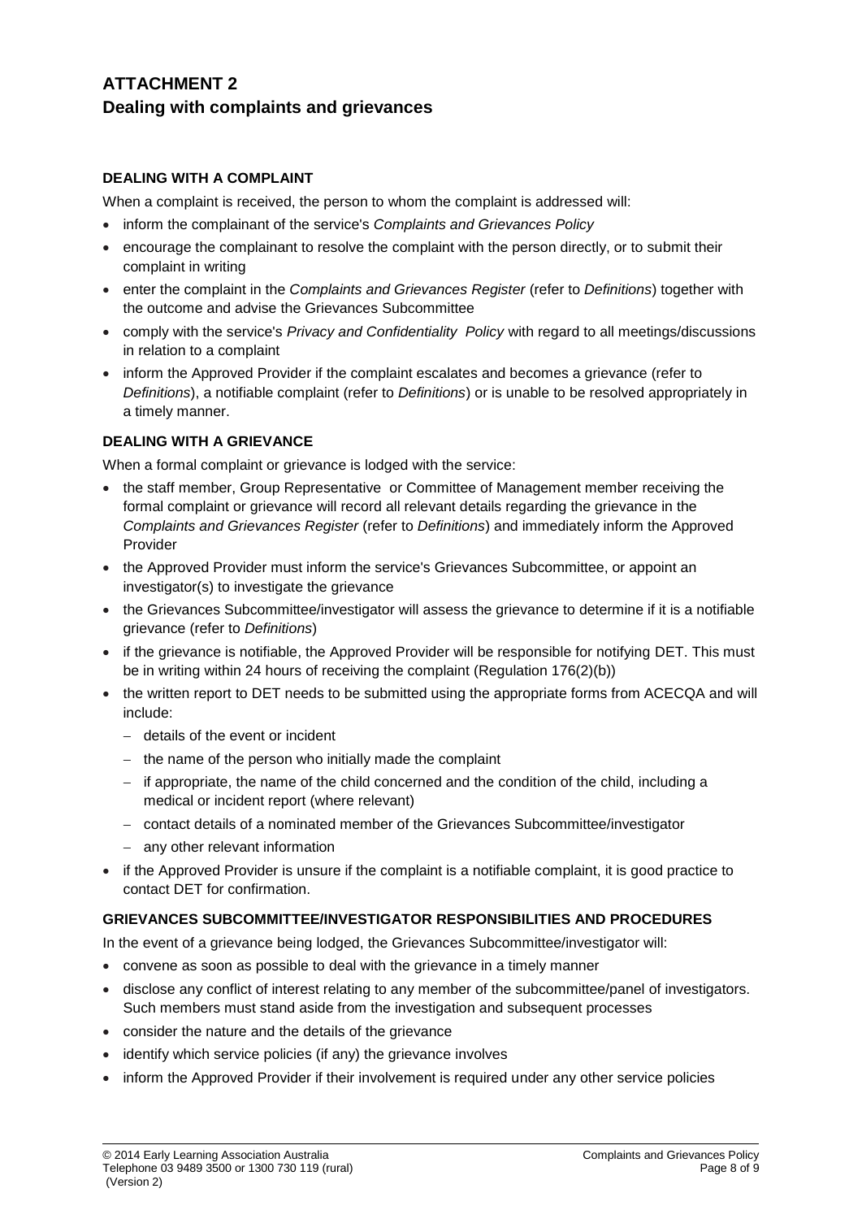# ATTACHMENT 2

## Dealing with complaints and grievances

### DEALING WITH A COMPLAINT

When a complaint is received, the person to whom the complaint is addressed will:

- inform the complainant of the service's *Complaints and Grievances Policy*
- encourage the complainant to resolve the complaint with the person directly, or to submit their complaint in writing
- enter the complaint in the *Complaints and Grievances Register* (refer to *Definitions*) together with the outcome and advise the Grievances Subcommittee
- comply with the service's *Privacy and Confidentiality Policy* with regard to all meetings/discussions in relation to a complaint
- inform the Approved Provider if the complaint escalates and becomes a grievance (refer to *Definitions*), a notifiable complaint (refer to *Definitions*) or is unable to be resolved appropriately in a timely manner.

### DEALING WITH A GRIEVANCE

When a formal complaint or grievance is lodged with the service:

- the staff member, Group Representative or Committee of Management member receiving the formal complaint or grievance will record all relevant details regarding the grievance in the *Complaints and Grievances Register* (refer to *Definitions*) and immediately inform the Approved Provider
- the Approved Provider must inform the service's Grievances Subcommittee, or appoint an investigator(s) to investigate the grievance
- the Grievances Subcommittee/investigator will assess the grievance to determine if it is a notifiable grievance (refer to *Definitions*)
- if the grievance is notifiable, the Approved Provider will be responsible for notifying DET. This must be in writing within 24 hours of receiving the complaint (Regulation 176(2)(b))
- the written report to DET needs to be submitted using the appropriate forms from ACECQA and will include:
  - details of the event or incident
  - the name of the person who initially made the complaint
  - if appropriate, the name of the child concerned and the condition of the child, including a medical or incident report (where relevant)
  - contact details of a nominated member of the Grievances Subcommittee/investigator
  - any other relevant information
- if the Approved Provider is unsure if the complaint is a notifiable complaint, it is good practice to contact DET for confirmation.

### GRIEVANCES SUBCOMMITTEE/INVESTIGATOR RESPONSIBILITIES AND PROCEDURES

In the event of a grievance being lodged, the Grievances Subcommittee/investigator will:

- convene as soon as possible to deal with the grievance in a timely manner
- disclose any conflict of interest relating to any member of the subcommittee/panel of investigators. Such members must stand aside from the investigation and subsequent processes
- consider the nature and the details of the grievance
- identify which service policies (if any) the grievance involves
- inform the Approved Provider if their involvement is required under any other service policies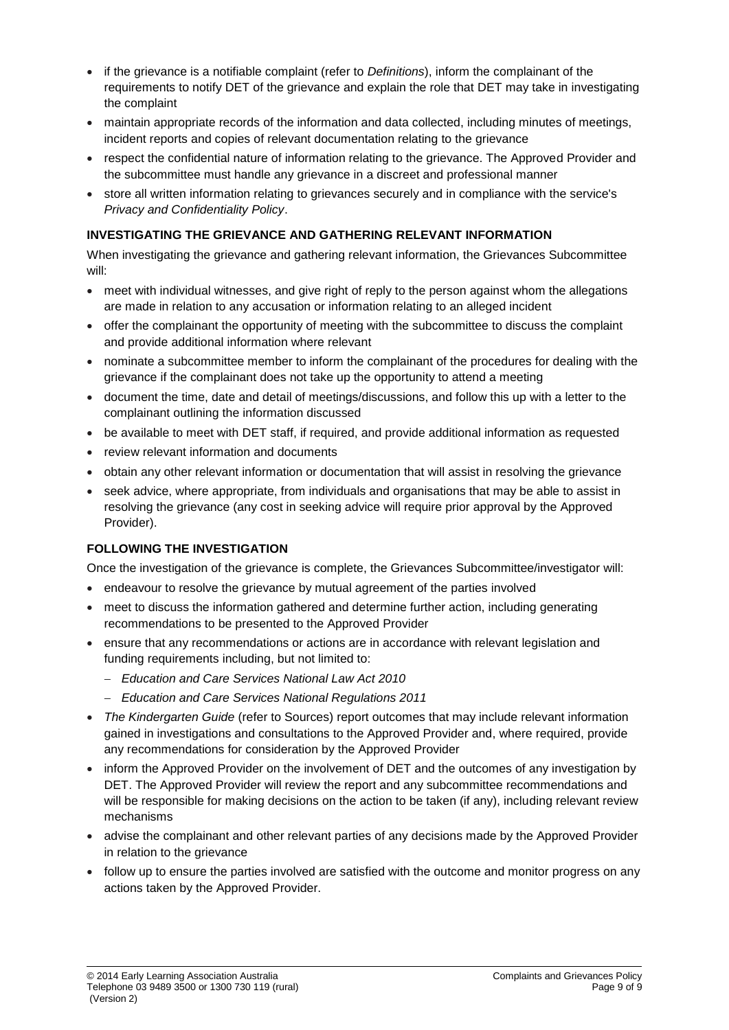- if the grievance is a notifiable complaint (refer to *Definitions*), inform the complainant of the requirements to notify DET of the grievance and explain the role that DET may take in investigating the complaint
- maintain appropriate records of the information and data collected, including minutes of meetings, incident reports and copies of relevant documentation relating to the grievance
- respect the confidential nature of information relating to the grievance. The Approved Provider and the subcommittee must handle any grievance in a discreet and professional manner
- store all written information relating to grievances securely and in compliance with the service's *Privacy and Confidentiality Policy*.

**INVESTIGATING THE GRIEVANCE AND GATHERING RELEVANT INFORMATION**

When investigating the grievance and gathering relevant information, the Grievances Subcommittee will:

- meet with individual witnesses, and give right of reply to the person against whom the allegations are made in relation to any accusation or information relating to an alleged incident
- offer the complainant the opportunity of meeting with the subcommittee to discuss the complaint and provide additional information where relevant
- nominate a subcommittee member to inform the complainant of the procedures for dealing with the grievance if the complainant does not take up the opportunity to attend a meeting
- document the time, date and detail of meetings/discussions, and follow this up with a letter to the complainant outlining the information discussed
- be available to meet with DET staff, if required, and provide additional information as requested
- review relevant information and documents
- obtain any other relevant information or documentation that will assist in resolving the grievance
- seek advice, where appropriate, from individuals and organisations that may be able to assist in resolving the grievance (any cost in seeking advice will require prior approval by the Approved Provider).

**FOLLOWING THE INVESTIGATION**

Once the investigation of the grievance is complete, the Grievances Subcommittee/investigator will:

- endeavour to resolve the grievance by mutual agreement of the parties involved
- meet to discuss the information gathered and determine further action, including generating recommendations to be presented to the Approved Provider
- ensure that any recommendations or actions are in accordance with relevant legislation and funding requirements including, but not limited to:
  - *Education and Care Services National Law Act 2010*
  - *Education and Care Services National Regulations 2011*
- *The Kindergarten Guide* (refer to Sources) report outcomes that may include relevant information gained in investigations and consultations to the Approved Provider and, where required, provide any recommendations for consideration by the Approved Provider
- inform the Approved Provider on the involvement of DET and the outcomes of any investigation by DET. The Approved Provider will review the report and any subcommittee recommendations and will be responsible for making decisions on the action to be taken (if any), including relevant review mechanisms
- advise the complainant and other relevant parties of any decisions made by the Approved Provider in relation to the grievance
- follow up to ensure the parties involved are satisfied with the outcome and monitor progress on any actions taken by the Approved Provider.